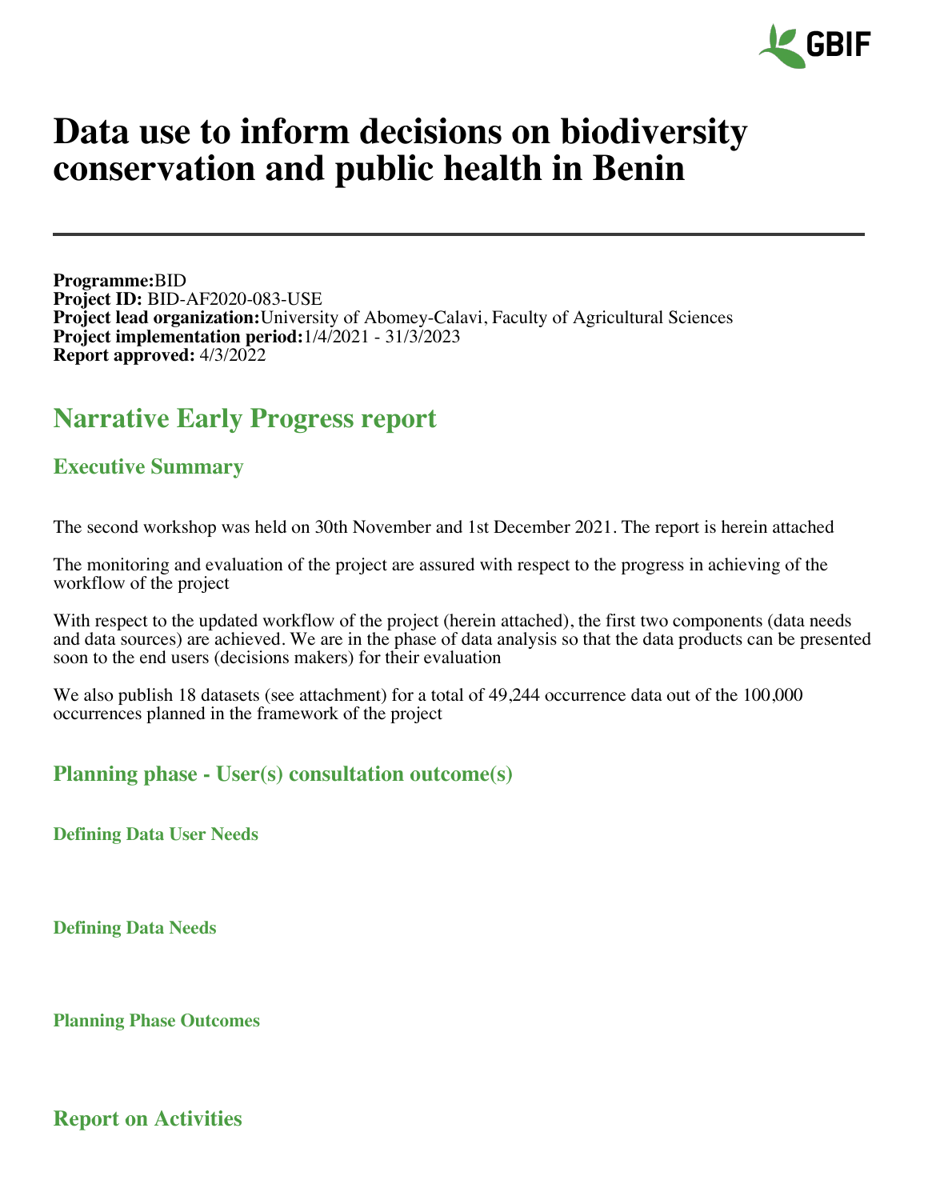# Data use to inform decisions on biodiversity conservation and public health in Benin

**Programme:**BID
**Project ID:** BID-AF2020-083-USE
**Project lead organization:**University of Abomey-Calavi, Faculty of Agricultural Sciences
**Project implementation period:**1/4/2021 - 31/3/2023
**Report approved:** 4/3/2022

## Narrative Early Progress report

### Executive Summary

The second workshop was held on 30th November and 1st December 2021. The report is herein attached

The monitoring and evaluation of the project are assured with respect to the progress in achieving of the workflow of the project

With respect to the updated workflow of the project (herein attached), the first two components (data needs and data sources) are achieved. We are in the phase of data analysis so that the data products can be presented soon to the end users (decisions makers) for their evaluation

We also publish 18 datasets (see attachment) for a total of 49,244 occurrence data out of the 100,000 occurrences planned in the framework of the project

### Planning phase - User(s) consultation outcome(s)

#### Defining Data User Needs

#### Defining Data Needs

#### Planning Phase Outcomes

### Report on Activities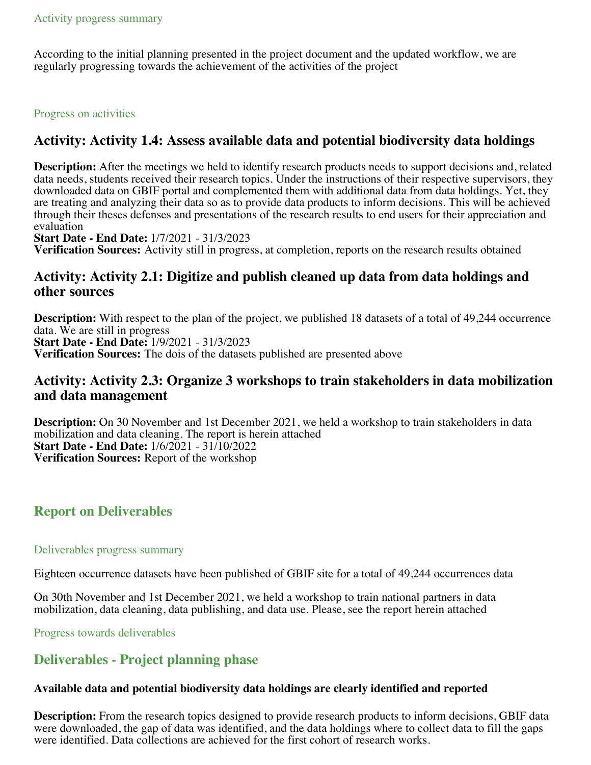### Activity progress summary

According to the initial planning presented in the project document and the updated workflow, we are regularly progressing towards the achievement of the activities of the project

### Progress on activities

## Activity: Activity 1.4: Assess available data and potential biodiversity data holdings

**Description:** After the meetings we held to identify research products needs to support decisions and, related data needs, students received their research topics. Under the instructions of their respective supervisors, they downloaded data on GBIF portal and complemented them with additional data from data holdings. Yet, they are treating and analyzing their data so as to provide data products to inform decisions. This will be achieved through their theses defenses and presentations of the research results to end users for their appreciation and evaluation
**Start Date - End Date:** 1/7/2021 - 31/3/2023
**Verification Sources:** Activity still in progress, at completion, reports on the research results obtained

## Activity: Activity 2.1: Digitize and publish cleaned up data from data holdings and other sources

**Description:** With respect to the plan of the project, we published 18 datasets of a total of 49,244 occurrence data. We are still in progress
**Start Date - End Date:** 1/9/2021 - 31/3/2023
**Verification Sources:** The dois of the datasets published are presented above

## Activity: Activity 2.3: Organize 3 workshops to train stakeholders in data mobilization and data management

**Description:** On 30 November and 1st December 2021, we held a workshop to train stakeholders in data mobilization and data cleaning. The report is herein attached
**Start Date - End Date:** 1/6/2021 - 31/10/2022
**Verification Sources:** Report of the workshop

## Report on Deliverables

### Deliverables progress summary

Eighteen occurrence datasets have been published of GBIF site for a total of 49,244 occurrences data

On 30th November and 1st December 2021, we held a workshop to train national partners in data mobilization, data cleaning, data publishing, and data use. Please, see the report herein attached

### Progress towards deliverables

## Deliverables - Project planning phase

#### Available data and potential biodiversity data holdings are clearly identified and reported

**Description:** From the research topics designed to provide research products to inform decisions, GBIF data were downloaded, the gap of data was identified, and the data holdings where to collect data to fill the gaps were identified. Data collections are achieved for the first cohort of research works.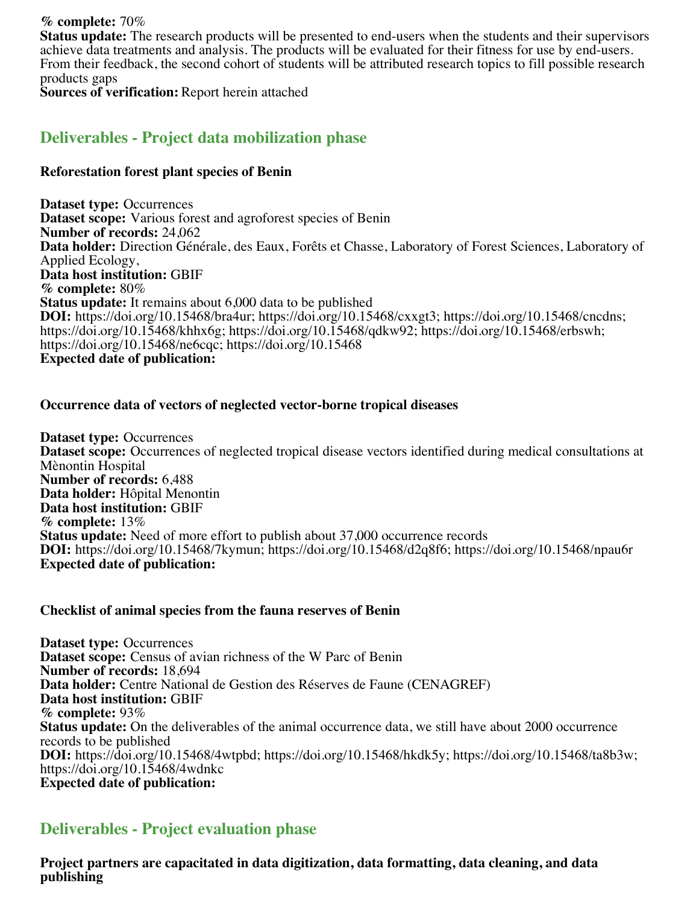**% complete:** 70%
**Status update:** The research products will be presented to end-users when the students and their supervisors achieve data treatments and analysis. The products will be evaluated for their fitness for use by end-users. From their feedback, the second cohort of students will be attributed research topics to fill possible research products gaps
**Sources of verification:** Report herein attached

## Deliverables - Project data mobilization phase

### Reforestation forest plant species of Benin

**Dataset type:** Occurrences
**Dataset scope:** Various forest and agroforest species of Benin
**Number of records:** 24,062
**Data holder:** Direction Générale, des Eaux, Forêts et Chasse, Laboratory of Forest Sciences, Laboratory of Applied Ecology,
**Data host institution:** GBIF
**% complete:** 80%
**Status update:** It remains about 6,000 data to be published
**DOI:** https://doi.org/10.15468/bra4ur; https://doi.org/10.15468/cxxgt3; https://doi.org/10.15468/cncdns; https://doi.org/10.15468/khhx6g; https://doi.org/10.15468/qdkw92; https://doi.org/10.15468/erbswh; https://doi.org/10.15468/ne6cqc; https://doi.org/10.15468
**Expected date of publication:**

### Occurrence data of vectors of neglected vector-borne tropical diseases

**Dataset type:** Occurrences
**Dataset scope:** Occurrences of neglected tropical disease vectors identified during medical consultations at Mènontin Hospital
**Number of records:** 6,488
**Data holder:** Hôpital Menontin
**Data host institution:** GBIF
**% complete:** 13%
**Status update:** Need of more effort to publish about 37,000 occurrence records
**DOI:** https://doi.org/10.15468/7kymun; https://doi.org/10.15468/d2q8f6; https://doi.org/10.15468/npau6r
**Expected date of publication:**

### Checklist of animal species from the fauna reserves of Benin

**Dataset type:** Occurrences
**Dataset scope:** Census of avian richness of the W Parc of Benin
**Number of records:** 18,694
**Data holder:** Centre National de Gestion des Réserves de Faune (CENAGREF)
**Data host institution:** GBIF
**% complete:** 93%
**Status update:** On the deliverables of the animal occurrence data, we still have about 2000 occurrence records to be published
**DOI:** https://doi.org/10.15468/4wtpbd; https://doi.org/10.15468/hkdk5y; https://doi.org/10.15468/ta8b3w; https://doi.org/10.15468/4wdnkc
**Expected date of publication:**

## Deliverables - Project evaluation phase

### Project partners are capacitated in data digitization, data formatting, data cleaning, and data publishing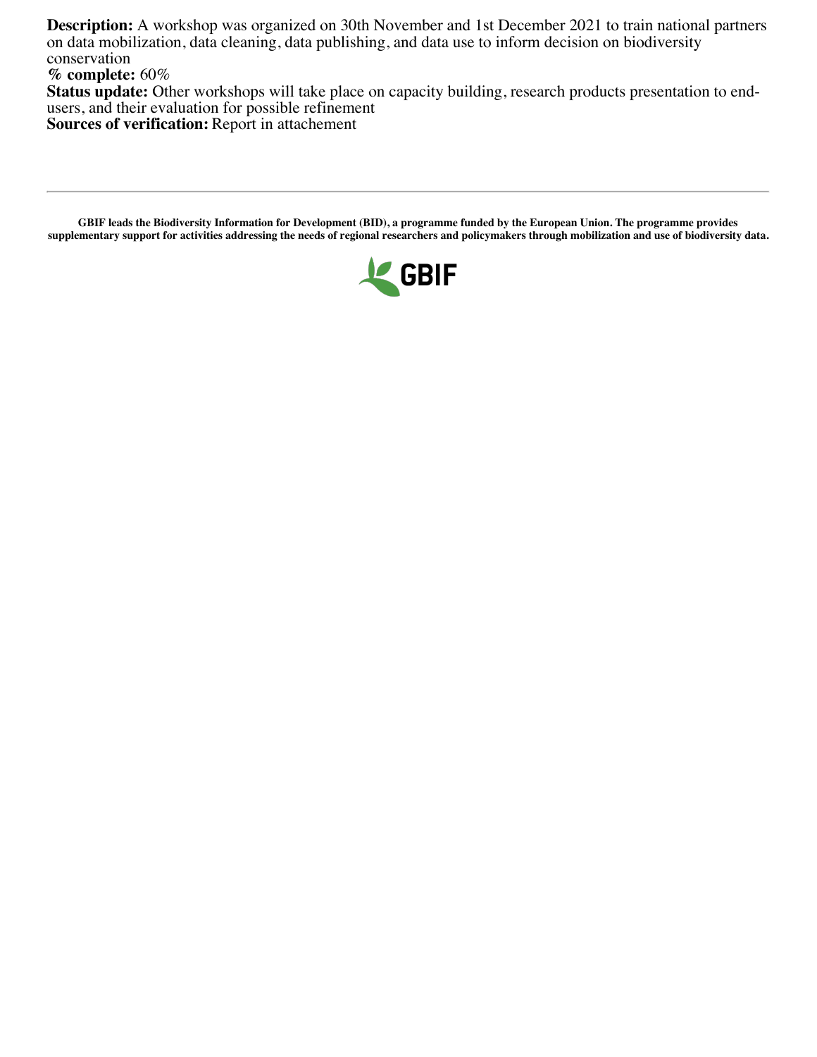**Description:** A workshop was organized on 30th November and 1st December 2021 to train national partners on data mobilization, data cleaning, data publishing, and data use to inform decision on biodiversity conservation
**% complete:** 60%
**Status update:** Other workshops will take place on capacity building, research products presentation to end-users, and their evaluation for possible refinement
**Sources of verification:** Report in attachement

---

**GBIF leads the Biodiversity Information for Development (BID), a programme funded by the European Union. The programme provides supplementary support for activities addressing the needs of regional researchers and policymakers through mobilization and use of biodiversity data.**

GBIF